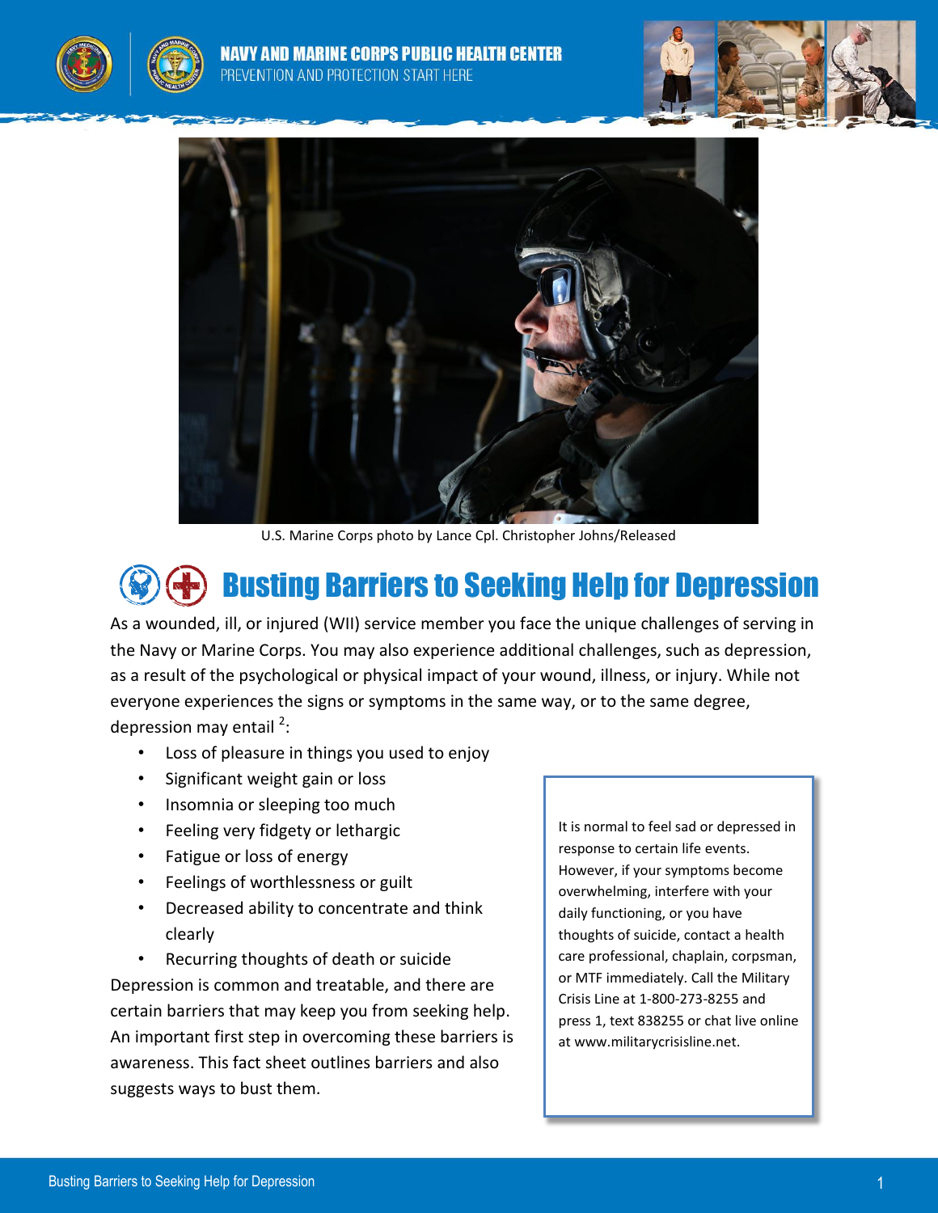NAVY AND MARINE CORPS PUBLIC HEALTH CENTER
PREVENTION AND PROTECTION START HERE

U.S. Marine Corps photo by Lance Cpl. Christopher Johns/Released

# Busting Barriers to Seeking Help for Depression

As a wounded, ill, or injured (WII) service member you face the unique challenges of serving in the Navy or Marine Corps. You may also experience additional challenges, such as depression, as a result of the psychological or physical impact of your wound, illness, or injury. While not everyone experiences the signs or symptoms in the same way, or to the same degree, depression may entail [2]:

- Loss of pleasure in things you used to enjoy
- Significant weight gain or loss
- Insomnia or sleeping too much
- Feeling very fidgety or lethargic
- Fatigue or loss of energy
- Feelings of worthlessness or guilt
- Decreased ability to concentrate and think clearly
- Recurring thoughts of death or suicide

Depression is common and treatable, and there are certain barriers that may keep you from seeking help. An important first step in overcoming these barriers is awareness. This fact sheet outlines barriers and also suggests ways to bust them.

> It is normal to feel sad or depressed in response to certain life events. However, if your symptoms become overwhelming, interfere with your daily functioning, or you have thoughts of suicide, contact a health care professional, chaplain, corpsman, or MTF immediately. Call the Military Crisis Line at 1-800-273-8255 and press 1, text 838255 or chat live online at www.militarycrisisline.net.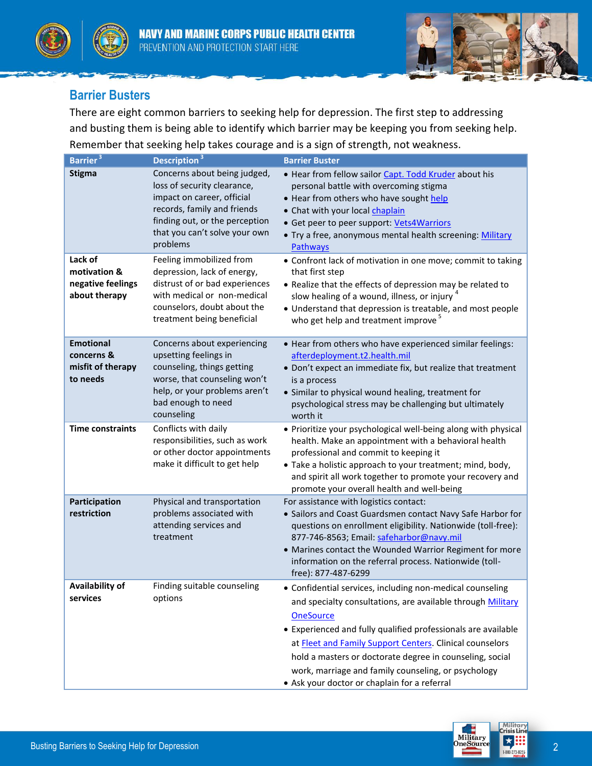## Barrier Busters

There are eight common barriers to seeking help for depression. The first step to addressing and busting them is being able to identify which barrier may be keeping you from seeking help. Remember that seeking help takes courage and is a sign of strength, not weakness.

| Barrier [3] | Description [3] | Barrier Buster |
|---|---|---|
| **Stigma** | Concerns about being judged, loss of security clearance, impact on career, official records, family and friends finding out, or the perception that you can't solve your own problems | • Hear from fellow sailor Capt. Todd Kruder about his personal battle with overcoming stigma<br>• Hear from others who have sought help<br>• Chat with your local chaplain<br>• Get peer to peer support: Vets4Warriors<br>• Try a free, anonymous mental health screening: Military Pathways |
| **Lack of motivation & negative feelings about therapy** | Feeling immobilized from depression, lack of energy, distrust of or bad experiences with medical or non-medical counselors, doubt about the treatment being beneficial | • Confront lack of motivation in one move; commit to taking that first step<br>• Realize that the effects of depression may be related to slow healing of a wound, illness, or injury [4]<br>• Understand that depression is treatable, and most people who get help and treatment improve [5] |
| **Emotional concerns & misfit of therapy to needs** | Concerns about experiencing upsetting feelings in counseling, things getting worse, that counseling won't help, or your problems aren't bad enough to need counseling | • Hear from others who have experienced similar feelings: afterdeployment.t2.health.mil<br>• Don't expect an immediate fix, but realize that treatment is a process<br>• Similar to physical wound healing, treatment for psychological stress may be challenging but ultimately worth it |
| **Time constraints** | Conflicts with daily responsibilities, such as work or other doctor appointments make it difficult to get help | • Prioritize your psychological well-being along with physical health. Make an appointment with a behavioral health professional and commit to keeping it<br>• Take a holistic approach to your treatment; mind, body, and spirit all work together to promote your recovery and promote your overall health and well-being |
| **Participation restriction** | Physical and transportation problems associated with attending services and treatment | For assistance with logistics contact:<br>• Sailors and Coast Guardsmen contact Navy Safe Harbor for questions on enrollment eligibility. Nationwide (toll-free): 877-746-8563; Email: safeharbor@navy.mil<br>• Marines contact the Wounded Warrior Regiment for more information on the referral process. Nationwide (toll-free): 877-487-6299 |
| **Availability of services** | Finding suitable counseling options | • Confidential services, including non-medical counseling and specialty consultations, are available through Military OneSource<br>• Experienced and fully qualified professionals are available at Fleet and Family Support Centers. Clinical counselors hold a masters or doctorate degree in counseling, social work, marriage and family counseling, or psychology<br>• Ask your doctor or chaplain for a referral |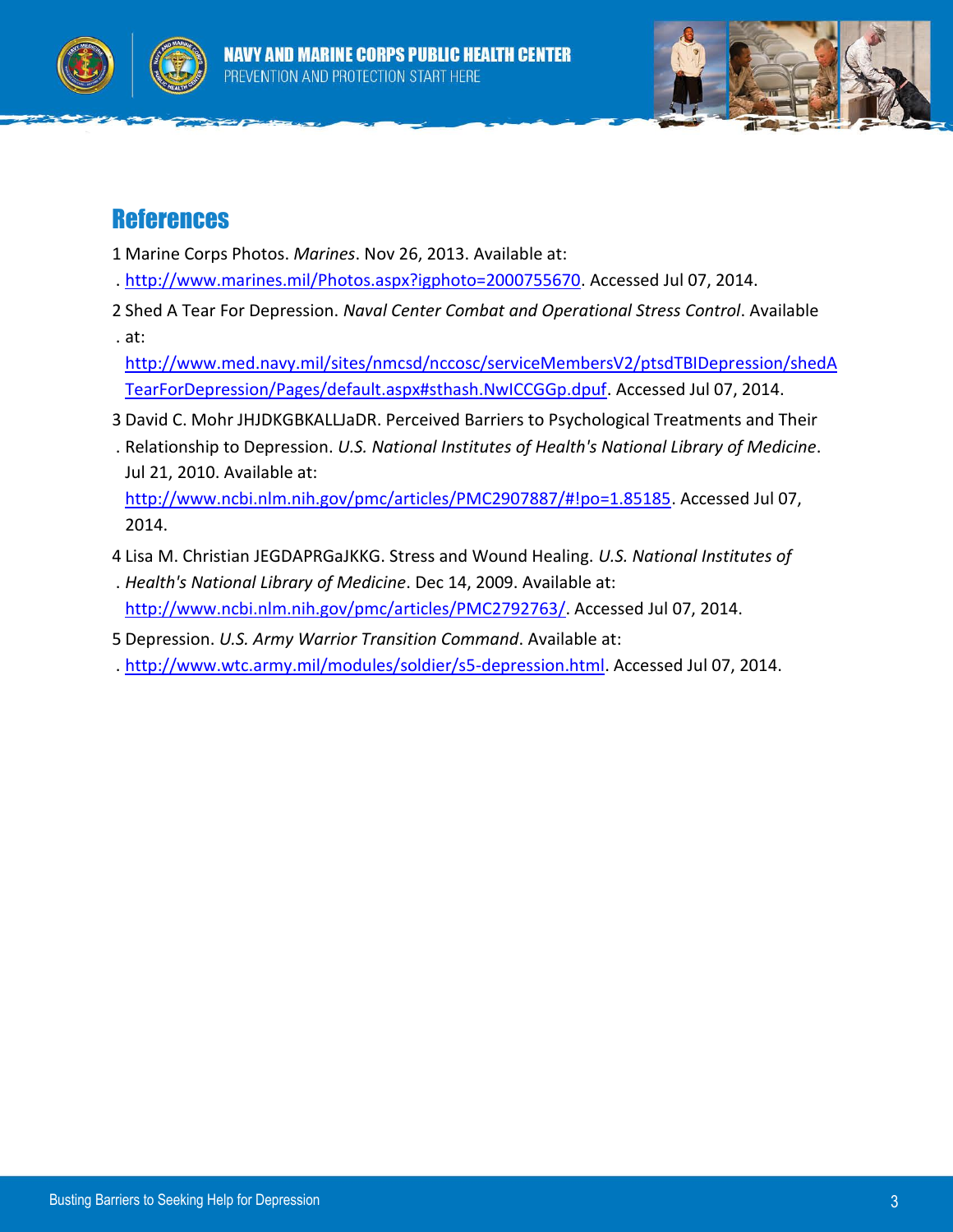## References

1 Marine Corps Photos. *Marines*. Nov 26, 2013. Available at: http://www.marines.mil/Photos.aspx?igphoto=2000755670. Accessed Jul 07, 2014.

2 Shed A Tear For Depression. *Naval Center Combat and Operational Stress Control*. Available at: http://www.med.navy.mil/sites/nmcsd/nccosc/serviceMembersV2/ptsdTBIDepression/shedATearForDepression/Pages/default.aspx#sthash.NwICCGGp.dpuf. Accessed Jul 07, 2014.

3 David C. Mohr JHJDKGBKALLJaDR. Perceived Barriers to Psychological Treatments and Their Relationship to Depression. *U.S. National Institutes of Health's National Library of Medicine*. Jul 21, 2010. Available at: http://www.ncbi.nlm.nih.gov/pmc/articles/PMC2907887/#!po=1.85185. Accessed Jul 07, 2014.

4 Lisa M. Christian JEGDAPRGaJKKG. Stress and Wound Healing. *U.S. National Institutes of Health's National Library of Medicine*. Dec 14, 2009. Available at: http://www.ncbi.nlm.nih.gov/pmc/articles/PMC2792763/. Accessed Jul 07, 2014.

5 Depression. *U.S. Army Warrior Transition Command*. Available at: http://www.wtc.army.mil/modules/soldier/s5-depression.html. Accessed Jul 07, 2014.